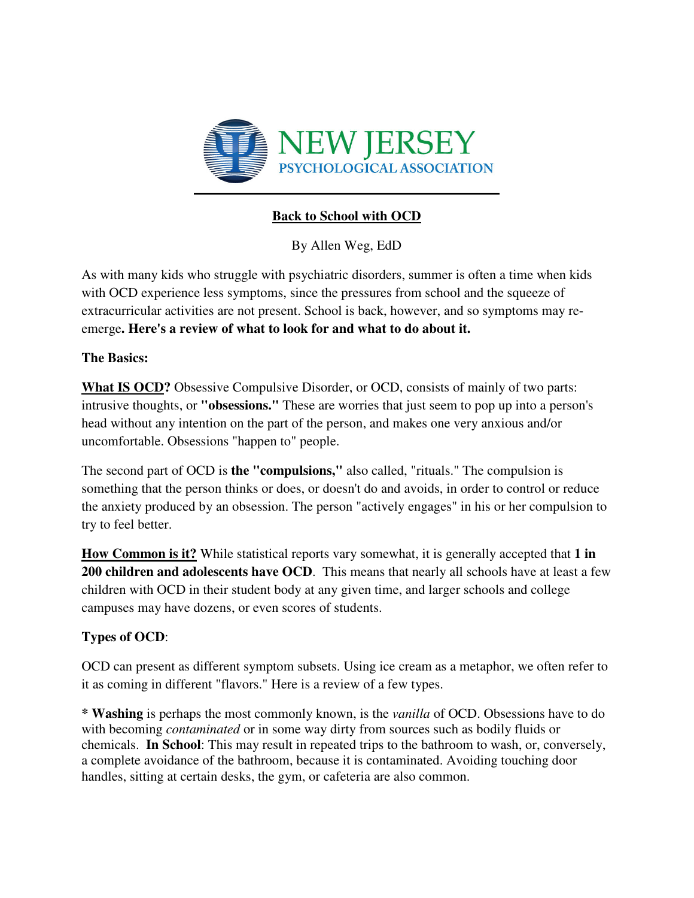NEW JERSEY
PSYCHOLOGICAL ASSOCIATION

# Back to School with OCD

By Allen Weg, EdD

As with many kids who struggle with psychiatric disorders, summer is often a time when kids with OCD experience less symptoms, since the pressures from school and the squeeze of extracurricular activities are not present. School is back, however, and so symptoms may re-emerge**. Here's a review of what to look for and what to do about it.**

## The Basics:

**What IS OCD?** Obsessive Compulsive Disorder, or OCD, consists of mainly of two parts: intrusive thoughts, or **"obsessions."** These are worries that just seem to pop up into a person's head without any intention on the part of the person, and makes one very anxious and/or uncomfortable. Obsessions "happen to" people.

The second part of OCD is **the "compulsions,"** also called, "rituals." The compulsion is something that the person thinks or does, or doesn't do and avoids, in order to control or reduce the anxiety produced by an obsession. The person "actively engages" in his or her compulsion to try to feel better.

**How Common is it?** While statistical reports vary somewhat, it is generally accepted that **1 in 200 children and adolescents have OCD**. This means that nearly all schools have at least a few children with OCD in their student body at any given time, and larger schools and college campuses may have dozens, or even scores of students.

## Types of OCD:

OCD can present as different symptom subsets. Using ice cream as a metaphor, we often refer to it as coming in different "flavors." Here is a review of a few types.

\* **Washing** is perhaps the most commonly known, is the *vanilla* of OCD. Obsessions have to do with becoming *contaminated* or in some way dirty from sources such as bodily fluids or chemicals. **In School**: This may result in repeated trips to the bathroom to wash, or, conversely, a complete avoidance of the bathroom, because it is contaminated. Avoiding touching door handles, sitting at certain desks, the gym, or cafeteria are also common.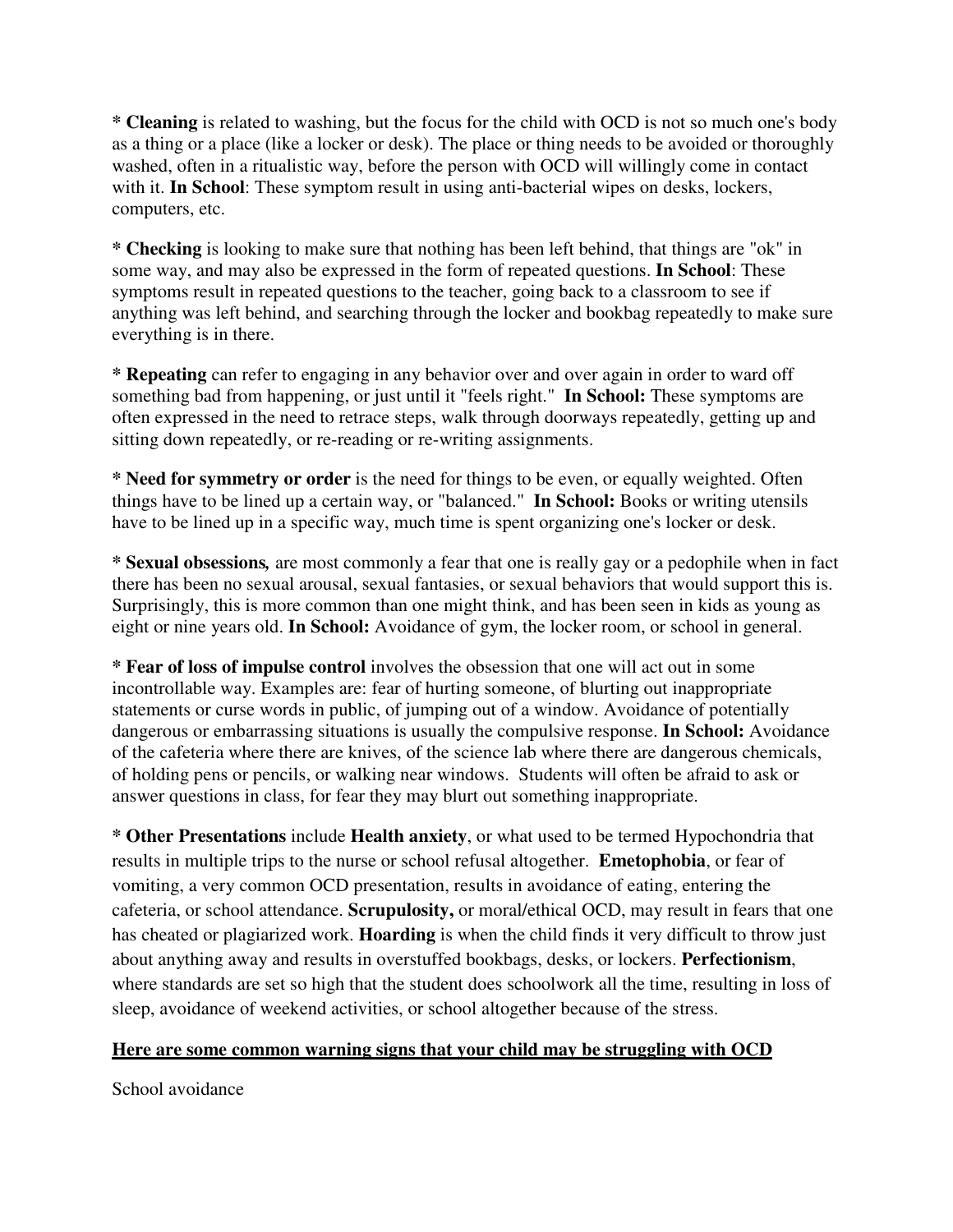* **Cleaning** is related to washing, but the focus for the child with OCD is not so much one's body as a thing or a place (like a locker or desk). The place or thing needs to be avoided or thoroughly washed, often in a ritualistic way, before the person with OCD will willingly come in contact with it. **In School**: These symptom result in using anti-bacterial wipes on desks, lockers, computers, etc.

* **Checking** is looking to make sure that nothing has been left behind, that things are "ok" in some way, and may also be expressed in the form of repeated questions. **In School**: These symptoms result in repeated questions to the teacher, going back to a classroom to see if anything was left behind, and searching through the locker and bookbag repeatedly to make sure everything is in there.

* **Repeating** can refer to engaging in any behavior over and over again in order to ward off something bad from happening, or just until it "feels right." **In School:** These symptoms are often expressed in the need to retrace steps, walk through doorways repeatedly, getting up and sitting down repeatedly, or re-reading or re-writing assignments.

* **Need for symmetry or order** is the need for things to be even, or equally weighted. Often things have to be lined up a certain way, or "balanced." **In School:** Books or writing utensils have to be lined up in a specific way, much time is spent organizing one's locker or desk.

* **Sexual obsessions***,* are most commonly a fear that one is really gay or a pedophile when in fact there has been no sexual arousal, sexual fantasies, or sexual behaviors that would support this is. Surprisingly, this is more common than one might think, and has been seen in kids as young as eight or nine years old. **In School:** Avoidance of gym, the locker room, or school in general.

* **Fear of loss of impulse control** involves the obsession that one will act out in some incontrollable way. Examples are: fear of hurting someone, of blurting out inappropriate statements or curse words in public, of jumping out of a window. Avoidance of potentially dangerous or embarrassing situations is usually the compulsive response. **In School:** Avoidance of the cafeteria where there are knives, of the science lab where there are dangerous chemicals, of holding pens or pencils, or walking near windows. Students will often be afraid to ask or answer questions in class, for fear they may blurt out something inappropriate.

* **Other Presentations** include **Health anxiety**, or what used to be termed Hypochondria that results in multiple trips to the nurse or school refusal altogether. **Emetophobia**, or fear of vomiting, a very common OCD presentation, results in avoidance of eating, entering the cafeteria, or school attendance. **Scrupulosity,** or moral/ethical OCD, may result in fears that one has cheated or plagiarized work. **Hoarding** is when the child finds it very difficult to throw just about anything away and results in overstuffed bookbags, desks, or lockers. **Perfectionism**, where standards are set so high that the student does schoolwork all the time, resulting in loss of sleep, avoidance of weekend activities, or school altogether because of the stress.

**<u>Here are some common warning signs that your child may be struggling with OCD</u>**

School avoidance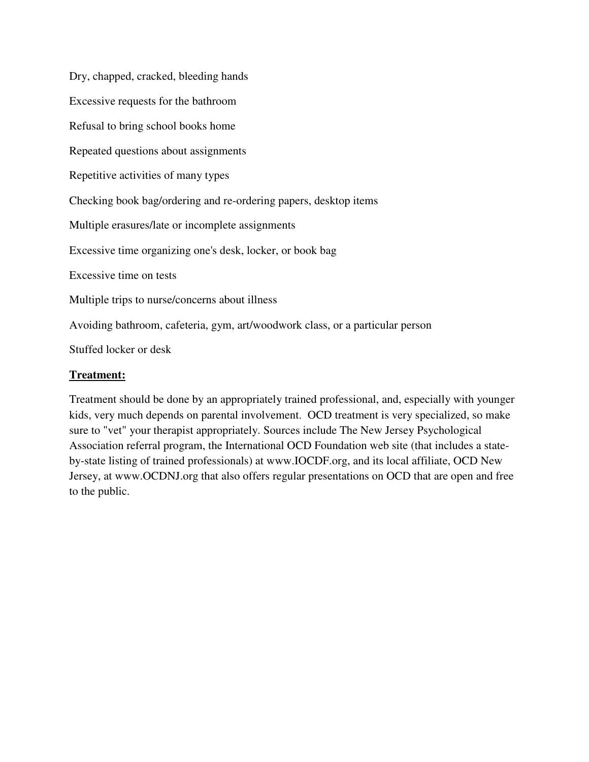Dry, chapped, cracked, bleeding hands

Excessive requests for the bathroom

Refusal to bring school books home

Repeated questions about assignments

Repetitive activities of many types

Checking book bag/ordering and re-ordering papers, desktop items

Multiple erasures/late or incomplete assignments

Excessive time organizing one's desk, locker, or book bag

Excessive time on tests

Multiple trips to nurse/concerns about illness

Avoiding bathroom, cafeteria, gym, art/woodwork class, or a particular person

Stuffed locker or desk

**Treatment:**

Treatment should be done by an appropriately trained professional, and, especially with younger kids, very much depends on parental involvement. OCD treatment is very specialized, so make sure to "vet" your therapist appropriately. Sources include The New Jersey Psychological Association referral program, the International OCD Foundation web site (that includes a state-by-state listing of trained professionals) at www.IOCDF.org, and its local affiliate, OCD New Jersey, at www.OCDNJ.org that also offers regular presentations on OCD that are open and free to the public.